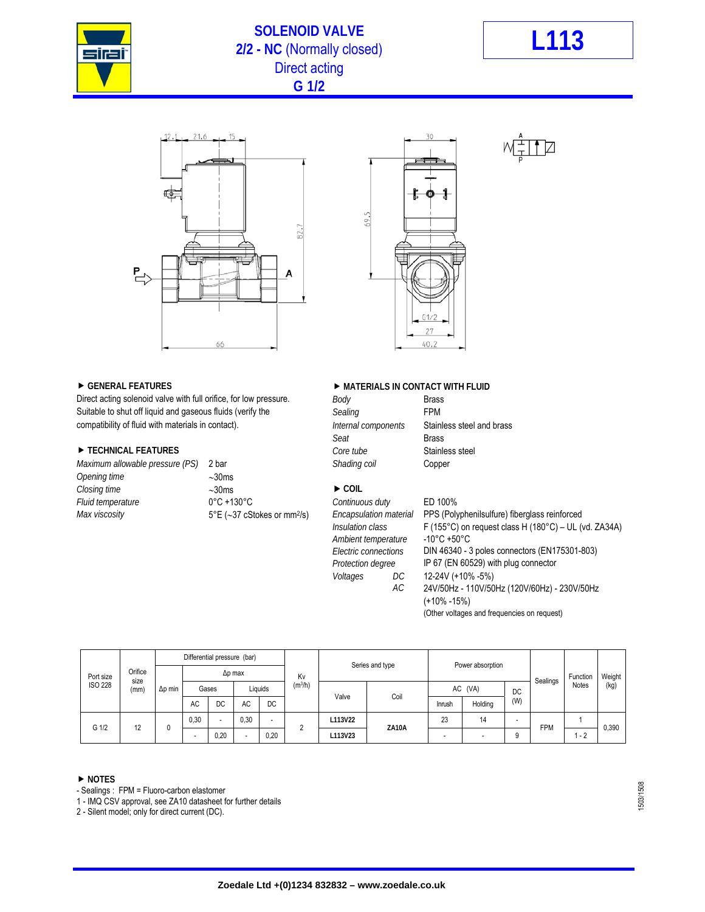# SOLENOID VALVE
## 2/2 - NC (Normally closed)
## Direct acting
## G 1/2

**L113**

### ▶ GENERAL FEATURES

Direct acting solenoid valve with full orifice, for low pressure. Suitable to shut off liquid and gaseous fluids (verify the compatibility of fluid with materials in contact).

### ▶ TECHNICAL FEATURES

| | |
|---|---|
| *Maximum allowable pressure (PS)* | 2 bar |
| *Opening time* | ~30ms |
| *Closing time* | ~30ms |
| *Fluid temperature* | 0°C +130°C |
| *Max viscosity* | 5°E (~37 cStokes or $mm^2/s$) |

### ▶ MATERIALS IN CONTACT WITH FLUID

| | |
|---|---|
| *Body* | Brass |
| *Sealing* | FPM |
| *Internal components* | Stainless steel and brass |
| *Seat* | Brass |
| *Core tube* | Stainless steel |
| *Shading coil* | Copper |

### ▶ COIL

| | |
|---|---|
| *Continuous duty* | ED 100% |
| *Encapsulation material* | PPS (Polyphenilsulfure) fiberglass reinforced |
| *Insulation class* | F (155°C) on request class H (180°C) – UL (vd. ZA34A) |
| *Ambient temperature* | -10°C +50°C |
| *Electric connections* | DIN 46340 - 3 poles connectors (EN175301-803) |
| *Protection degree* | IP 67 (EN 60529) with plug connector |
| *Voltages* DC | 12-24V (+10% -5%) |
| AC | 24V/50Hz - 110V/50Hz (120V/60Hz) - 230V/50Hz (+10% -15%) |
| | (Other voltages and frequencies on request) |

| Port size ISO 228 | Orifice size (mm) | Differential pressure (bar) | | | | | | Kv ($m^3/h$) | Series and type | | Power absorption | | | Sealings | Function Notes | Weight (kg) |
|---|---|---|---|---|---|---|---|---|---|---|---|---|---|---|---|---|
| | | Δp min | Δp max | | | | | | Valve | Coil | AC (VA) | | DC (W) | | | |
| | | | Gases | | Liquids | | | | | | Inrush | Holding | | | | |
| | | | AC | DC | AC | DC | | | | | | | | | | |
| G 1/2 | 12 | 0 | 0,30 | - | 0,30 | - | | 2 | L113V22 | ZA10A | 23 | 14 | - | FPM | 1 | 0,390 |
| | | | - | 0,20 | - | 0,20 | | | L113V23 | | - | - | 9 | | 1 - 2 | |

### ▶ NOTES

- Sealings : FPM = Fluoro-carbon elastomer
1 - IMQ CSV approval, see ZA10 datasheet for further details
2 - Silent model; only for direct current (DC).

1503/1508

**Zoedale Ltd +(0)1234 832832 – www.zoedale.co.uk**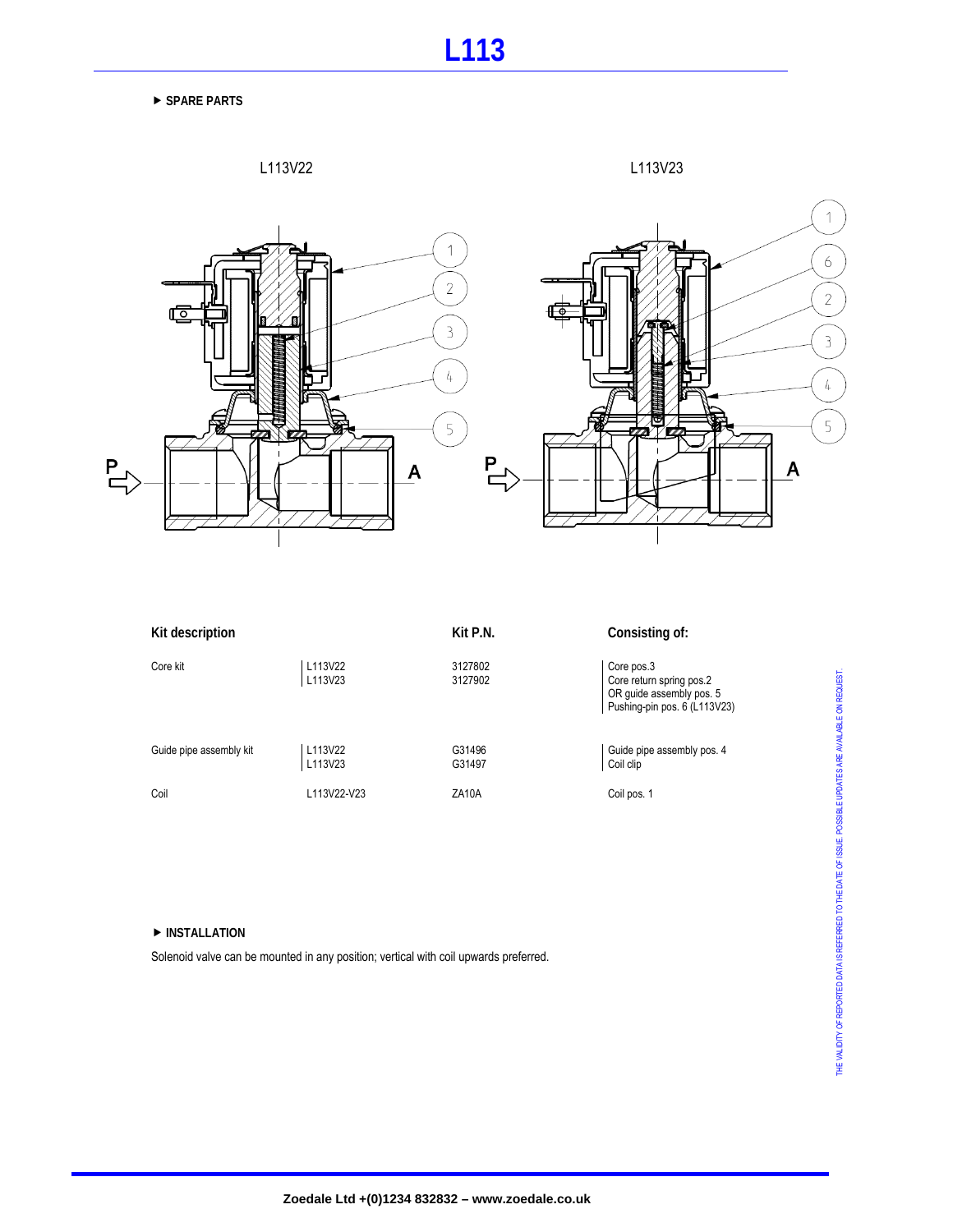# L113

## ▶ SPARE PARTS

L113V22

L113V23

P

A

P

A

| Kit description | | Kit P.N. | Consisting of: |
|---|---|---|---|
| Core kit | L113V22<br>L113V23 | 3127802<br>3127902 | Core pos.3<br>Core return spring pos.2<br>OR guide assembly pos. 5<br>Pushing-pin pos. 6 (L113V23) |
| Guide pipe assembly kit | L113V22<br>L113V23 | G31496<br>G31497 | Guide pipe assembly pos. 4<br>Coil clip |
| Coil | L113V22-V23 | ZA10A | Coil pos. 1 |

## ▶ INSTALLATION

Solenoid valve can be mounted in any position; vertical with coil upwards preferred.

THE VALIDITY OF REPORTED DATA IS REFERRED TO THE DATE OF ISSUE. POSSIBLE UPDATES ARE AVAILABLE ON REQUEST.

**Zoedale Ltd +(0)1234 832832 – www.zoedale.co.uk**